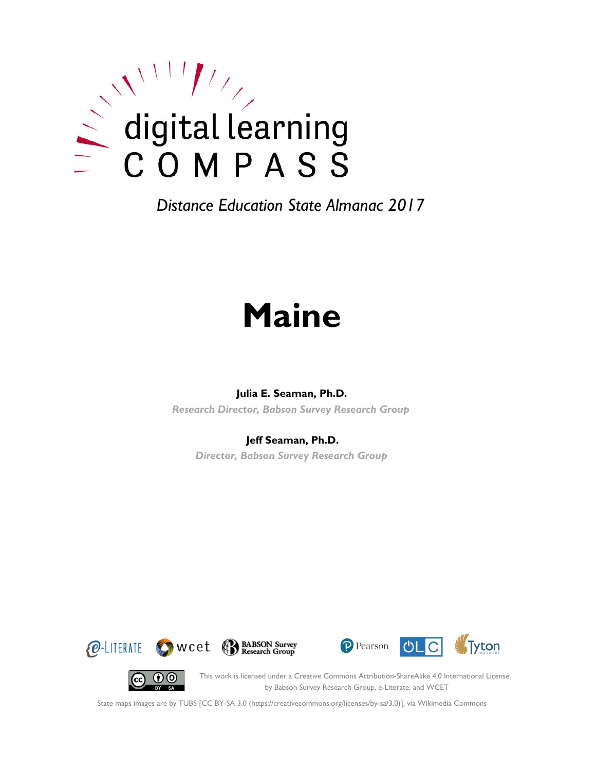digital learning
COMPASS

*Distance Education State Almanac 2017*

# Maine

**Julia E. Seaman, Ph.D.**

*Research Director, Babson Survey Research Group*

**Jeff Seaman, Ph.D.**

*Director, Babson Survey Research Group*

e-LITERATE wcet BABSON Survey Research Group Pearson OLC Tyton PARTNERS

This work is licensed under a Creative Commons Attribution-ShareAlike 4.0 International License.
by Babson Survey Research Group, e-Literate, and WCET

State maps images are by TUBS [CC BY-SA 3.0 (https://creativecommons.org/licenses/by-sa/3.0)], via Wikimedia Commons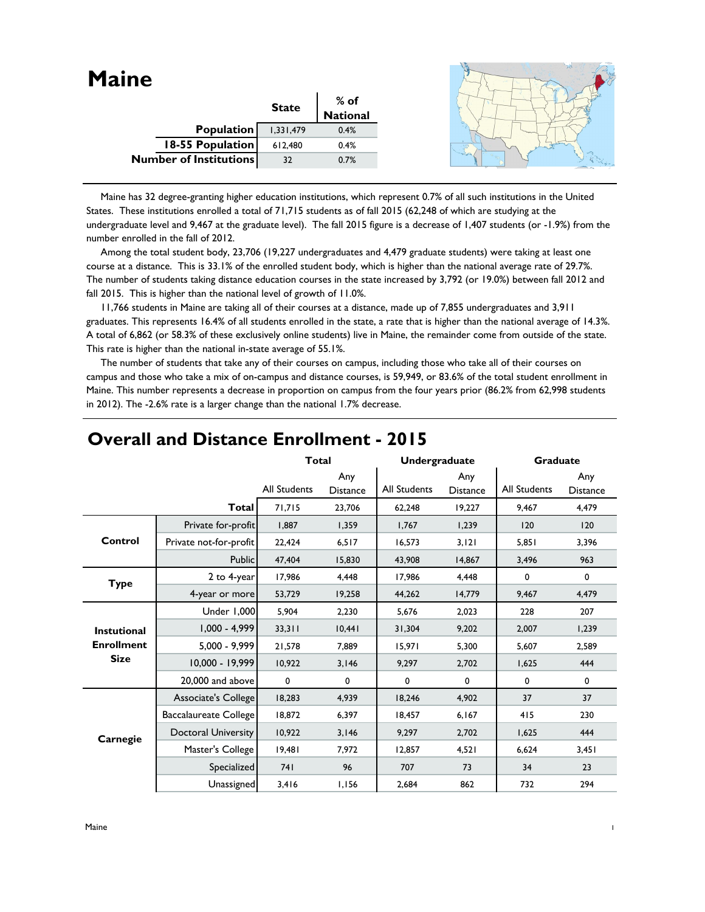# Maine

| | State | % of National |
|---|---|---|
| **Population** | 1,331,479 | 0.4% |
| **18-55 Population** | 612,480 | 0.4% |
| **Number of Institutions** | 32 | 0.7% |

Maine has 32 degree-granting higher education institutions, which represent 0.7% of all such institutions in the United States. These institutions enrolled a total of 71,715 students as of fall 2015 (62,248 of which are studying at the undergraduate level and 9,467 at the graduate level). The fall 2015 figure is a decrease of 1,407 students (or -1.9%) from the number enrolled in the fall of 2012.

Among the total student body, 23,706 (19,227 undergraduates and 4,479 graduate students) were taking at least one course at a distance. This is 33.1% of the enrolled student body, which is higher than the national average rate of 29.7%. The number of students taking distance education courses in the state increased by 3,792 (or 19.0%) between fall 2012 and fall 2015. This is higher than the national level of growth of 11.0%.

11,766 students in Maine are taking all of their courses at a distance, made up of 7,855 undergraduates and 3,911 graduates. This represents 16.4% of all students enrolled in the state, a rate that is higher than the national average of 14.3%. A total of 6,862 (or 58.3% of these exclusively online students) live in Maine, the remainder come from outside of the state. This rate is higher than the national in-state average of 55.1%.

The number of students that take any of their courses on campus, including those who take all of their courses on campus and those who take a mix of on-campus and distance courses, is 59,949, or 83.6% of the total student enrollment in Maine. This number represents a decrease in proportion on campus from the four years prior (86.2% from 62,998 students in 2012). The -2.6% rate is a larger change than the national 1.7% decrease.

## Overall and Distance Enrollment - 2015

| | | Total | | Undergraduate | | Graduate | |
|---|---|---|---|---|---|---|---|
| | | All Students | Any Distance | All Students | Any Distance | All Students | Any Distance |
| | **Total** | 71,715 | 23,706 | 62,248 | 19,227 | 9,467 | 4,479 |
| **Control** | Private for-profit | 1,887 | 1,359 | 1,767 | 1,239 | 120 | 120 |
| | Private not-for-profit | 22,424 | 6,517 | 16,573 | 3,121 | 5,851 | 3,396 |
| | Public | 47,404 | 15,830 | 43,908 | 14,867 | 3,496 | 963 |
| **Type** | 2 to 4-year | 17,986 | 4,448 | 17,986 | 4,448 | 0 | 0 |
| | 4-year or more | 53,729 | 19,258 | 44,262 | 14,779 | 9,467 | 4,479 |
| **Instutional Enrollment Size** | Under 1,000 | 5,904 | 2,230 | 5,676 | 2,023 | 228 | 207 |
| | 1,000 - 4,999 | 33,311 | 10,441 | 31,304 | 9,202 | 2,007 | 1,239 |
| | 5,000 - 9,999 | 21,578 | 7,889 | 15,971 | 5,300 | 5,607 | 2,589 |
| | 10,000 - 19,999 | 10,922 | 3,146 | 9,297 | 2,702 | 1,625 | 444 |
| | 20,000 and above | 0 | 0 | 0 | 0 | 0 | 0 |
| **Carnegie** | Associate's College | 18,283 | 4,939 | 18,246 | 4,902 | 37 | 37 |
| | Baccalaureate College | 18,872 | 6,397 | 18,457 | 6,167 | 415 | 230 |
| | Doctoral University | 10,922 | 3,146 | 9,297 | 2,702 | 1,625 | 444 |
| | Master's College | 19,481 | 7,972 | 12,857 | 4,521 | 6,624 | 3,451 |
| | Specialized | 741 | 96 | 707 | 73 | 34 | 23 |
| | Unassigned | 3,416 | 1,156 | 2,684 | 862 | 732 | 294 |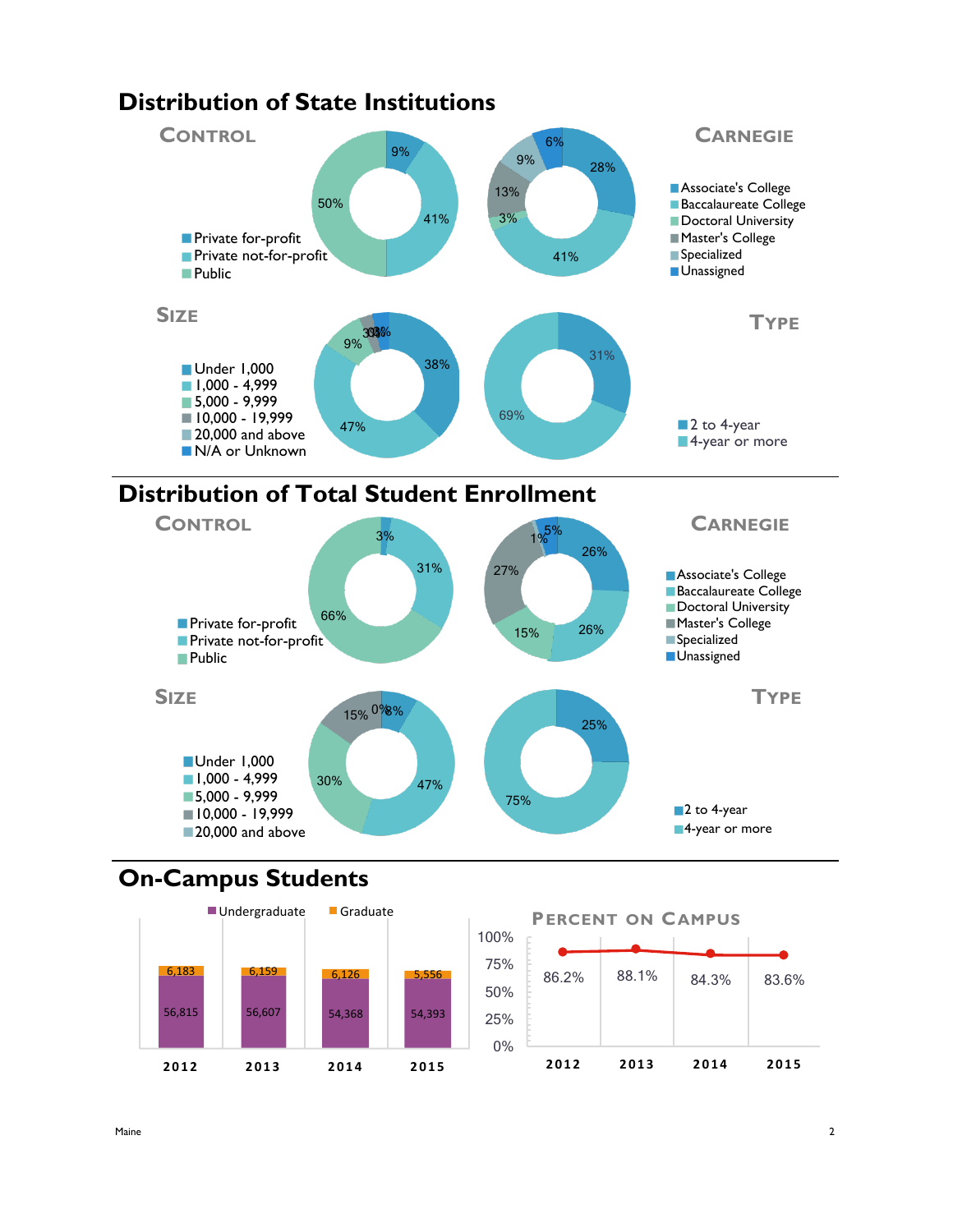## Distribution of State Institutions

### Control

- Private for-profit: 9%
- Private not-for-profit: 41%
- Public: 50%

### Carnegie

- Associate's College: 28%
- Baccalaureate College: 41%
- Doctoral University: 3%
- Master's College: 13%
- Specialized: 9%
- Unassigned: 6%

### Size

- Under 1,000: 38%
- 1,000 - 4,999: 47%
- 5,000 - 9,999: 9%
- 10,000 - 19,999: 3%
- 20,000 and above: 0%
- N/A or Unknown: 3%

### Type

- 2 to 4-year: 31%
- 4-year or more: 69%

## Distribution of Total Student Enrollment

### Control

- Private for-profit: 3%
- Private not-for-profit: 31%
- Public: 66%

### Carnegie

- Associate's College: 26%
- Baccalaureate College: 26%
- Doctoral University: 15%
- Master's College: 27%
- Specialized: 1%
- Unassigned: 5%

### Size

- Under 1,000: 8%
- 1,000 - 4,999: 47%
- 5,000 - 9,999: 30%
- 10,000 - 19,999: 15%
- 20,000 and above: 0%

### Type

- 2 to 4-year: 25%
- 4-year or more: 75%

## On-Campus Students

| Year | Undergraduate | Graduate |
| --- | --- | --- |
| 2012 | 56,815 | 6,183 |
| 2013 | 56,607 | 6,159 |
| 2014 | 54,368 | 6,126 |
| 2015 | 54,393 | 5,556 |

### Percent on Campus

| Year | Percent on Campus |
| --- | --- |
| 2012 | 86.2% |
| 2013 | 88.1% |
| 2014 | 84.3% |
| 2015 | 83.6% |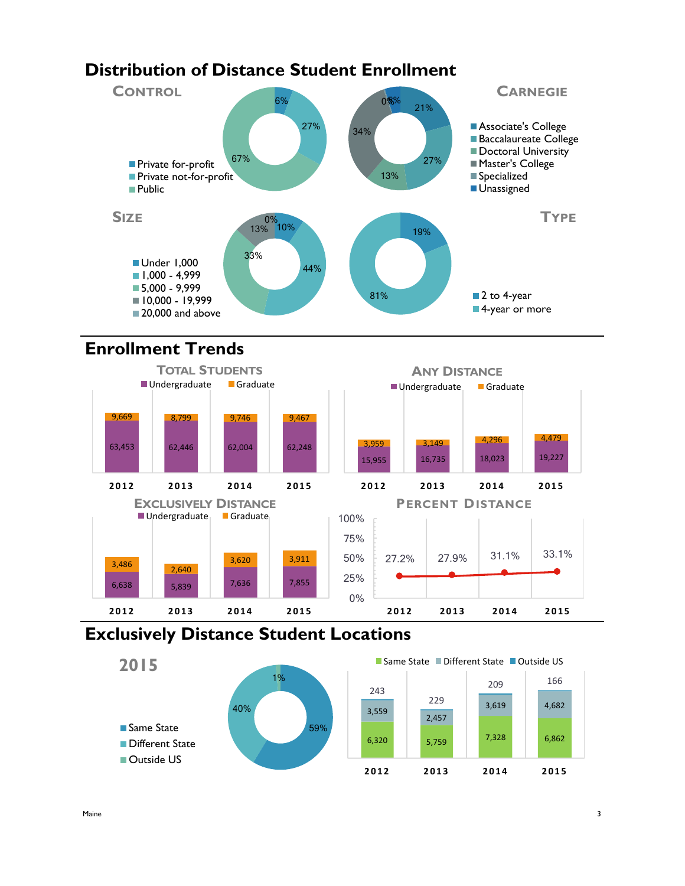# Distribution of Distance Student Enrollment

### CONTROL

6%
27%
67%

- Private for-profit
- Private not-for-profit
- Public

### CARNEGIE

0%
5%
21%
27%
13%
34%

- Associate's College
- Baccalaureate College
- Doctoral University
- Master's College
- Specialized
- Unassigned

### SIZE

0%
13%
10%
33%
44%

- Under 1,000
- 1,000 - 4,999
- 5,000 - 9,999
- 10,000 - 19,999
- 20,000 and above

### TYPE

19%
81%

- 2 to 4-year
- 4-year or more

# Enrollment Trends

### TOTAL STUDENTS

Undergraduate | Graduate

2012: 9,669 / 63,453
2013: 8,799 / 62,446
2014: 9,746 / 62,004
2015: 9,467 / 62,248

### ANY DISTANCE

Undergraduate | Graduate

2012: 3,959 / 15,955
2013: 3,149 / 16,735
2014: 4,296 / 18,023
2015: 4,479 / 19,227

### EXCLUSIVELY DISTANCE

Undergraduate | Graduate

2012: 3,486 / 6,638
2013: 2,640 / 5,839
2014: 3,620 / 7,636
2015: 3,911 / 7,855

### PERCENT DISTANCE

100%
75%
50%
25%
0%

2012: 27.2%
2013: 27.9%
2014: 31.1%
2015: 33.1%

# Exclusively Distance Student Locations

### 2015

1%
40%
59%

- Same State
- Different State
- Outside US

Same State | Different State | Outside US

2012: 243 / 3,559 / 6,320
2013: 229 / 2,457 / 5,759
2014: 209 / 3,619 / 7,328
2015: 166 / 4,682 / 6,862

Maine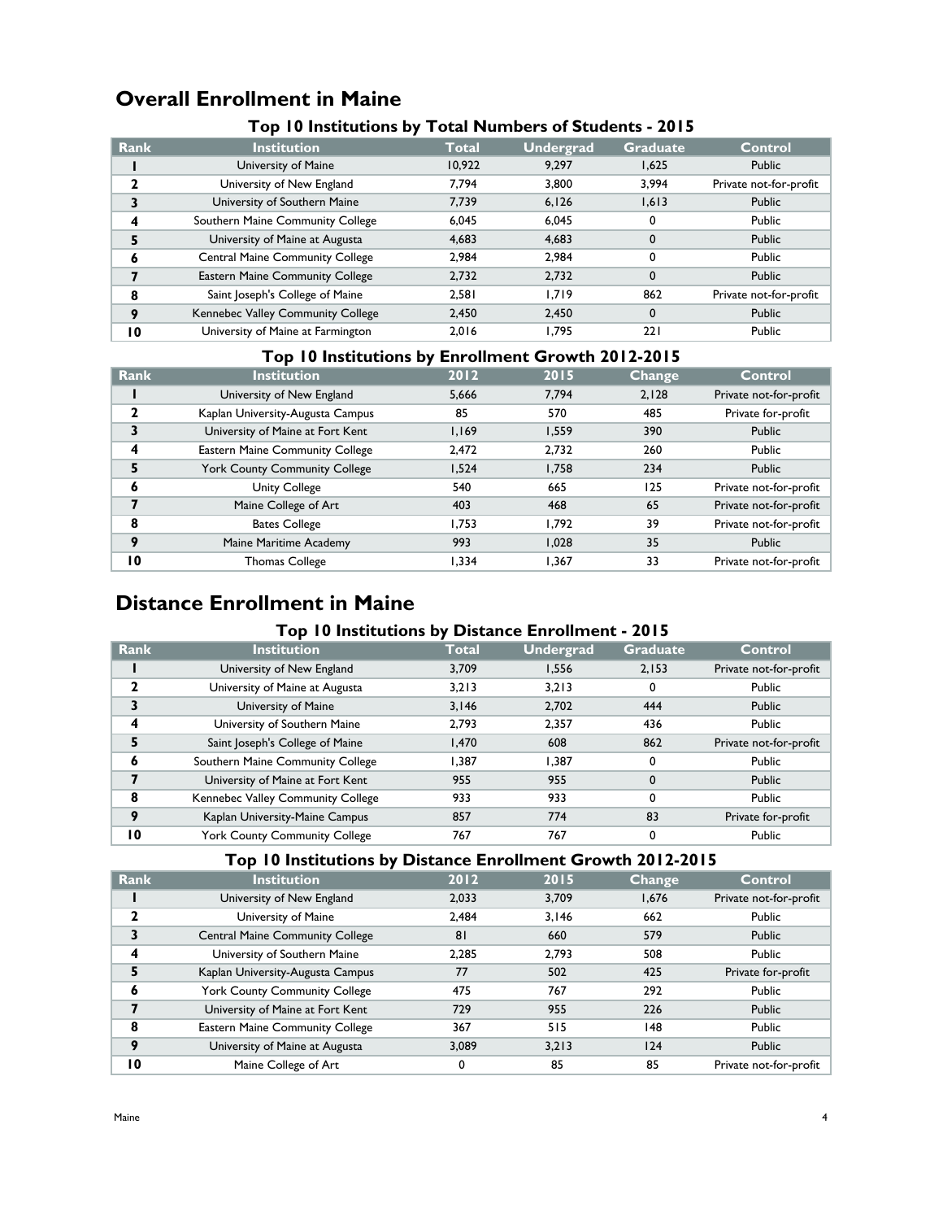## Overall Enrollment in Maine

### Top 10 Institutions by Total Numbers of Students - 2015

| Rank | Institution | Total | Undergrad | Graduate | Control |
|---|---|---|---|---|---|
| 1 | University of Maine | 10,922 | 9,297 | 1,625 | Public |
| 2 | University of New England | 7,794 | 3,800 | 3,994 | Private not-for-profit |
| 3 | University of Southern Maine | 7,739 | 6,126 | 1,613 | Public |
| 4 | Southern Maine Community College | 6,045 | 6,045 | 0 | Public |
| 5 | University of Maine at Augusta | 4,683 | 4,683 | 0 | Public |
| 6 | Central Maine Community College | 2,984 | 2,984 | 0 | Public |
| 7 | Eastern Maine Community College | 2,732 | 2,732 | 0 | Public |
| 8 | Saint Joseph's College of Maine | 2,581 | 1,719 | 862 | Private not-for-profit |
| 9 | Kennebec Valley Community College | 2,450 | 2,450 | 0 | Public |
| 10 | University of Maine at Farmington | 2,016 | 1,795 | 221 | Public |

### Top 10 Institutions by Enrollment Growth 2012-2015

| Rank | Institution | 2012 | 2015 | Change | Control |
|---|---|---|---|---|---|
| 1 | University of New England | 5,666 | 7,794 | 2,128 | Private not-for-profit |
| 2 | Kaplan University-Augusta Campus | 85 | 570 | 485 | Private for-profit |
| 3 | University of Maine at Fort Kent | 1,169 | 1,559 | 390 | Public |
| 4 | Eastern Maine Community College | 2,472 | 2,732 | 260 | Public |
| 5 | York County Community College | 1,524 | 1,758 | 234 | Public |
| 6 | Unity College | 540 | 665 | 125 | Private not-for-profit |
| 7 | Maine College of Art | 403 | 468 | 65 | Private not-for-profit |
| 8 | Bates College | 1,753 | 1,792 | 39 | Private not-for-profit |
| 9 | Maine Maritime Academy | 993 | 1,028 | 35 | Public |
| 10 | Thomas College | 1,334 | 1,367 | 33 | Private not-for-profit |

## Distance Enrollment in Maine

### Top 10 Institutions by Distance Enrollment - 2015

| Rank | Institution | Total | Undergrad | Graduate | Control |
|---|---|---|---|---|---|
| 1 | University of New England | 3,709 | 1,556 | 2,153 | Private not-for-profit |
| 2 | University of Maine at Augusta | 3,213 | 3,213 | 0 | Public |
| 3 | University of Maine | 3,146 | 2,702 | 444 | Public |
| 4 | University of Southern Maine | 2,793 | 2,357 | 436 | Public |
| 5 | Saint Joseph's College of Maine | 1,470 | 608 | 862 | Private not-for-profit |
| 6 | Southern Maine Community College | 1,387 | 1,387 | 0 | Public |
| 7 | University of Maine at Fort Kent | 955 | 955 | 0 | Public |
| 8 | Kennebec Valley Community College | 933 | 933 | 0 | Public |
| 9 | Kaplan University-Maine Campus | 857 | 774 | 83 | Private for-profit |
| 10 | York County Community College | 767 | 767 | 0 | Public |

### Top 10 Institutions by Distance Enrollment Growth 2012-2015

| Rank | Institution | 2012 | 2015 | Change | Control |
|---|---|---|---|---|---|
| 1 | University of New England | 2,033 | 3,709 | 1,676 | Private not-for-profit |
| 2 | University of Maine | 2,484 | 3,146 | 662 | Public |
| 3 | Central Maine Community College | 81 | 660 | 579 | Public |
| 4 | University of Southern Maine | 2,285 | 2,793 | 508 | Public |
| 5 | Kaplan University-Augusta Campus | 77 | 502 | 425 | Private for-profit |
| 6 | York County Community College | 475 | 767 | 292 | Public |
| 7 | University of Maine at Fort Kent | 729 | 955 | 226 | Public |
| 8 | Eastern Maine Community College | 367 | 515 | 148 | Public |
| 9 | University of Maine at Augusta | 3,089 | 3,213 | 124 | Public |
| 10 | Maine College of Art | 0 | 85 | 85 | Private not-for-profit |